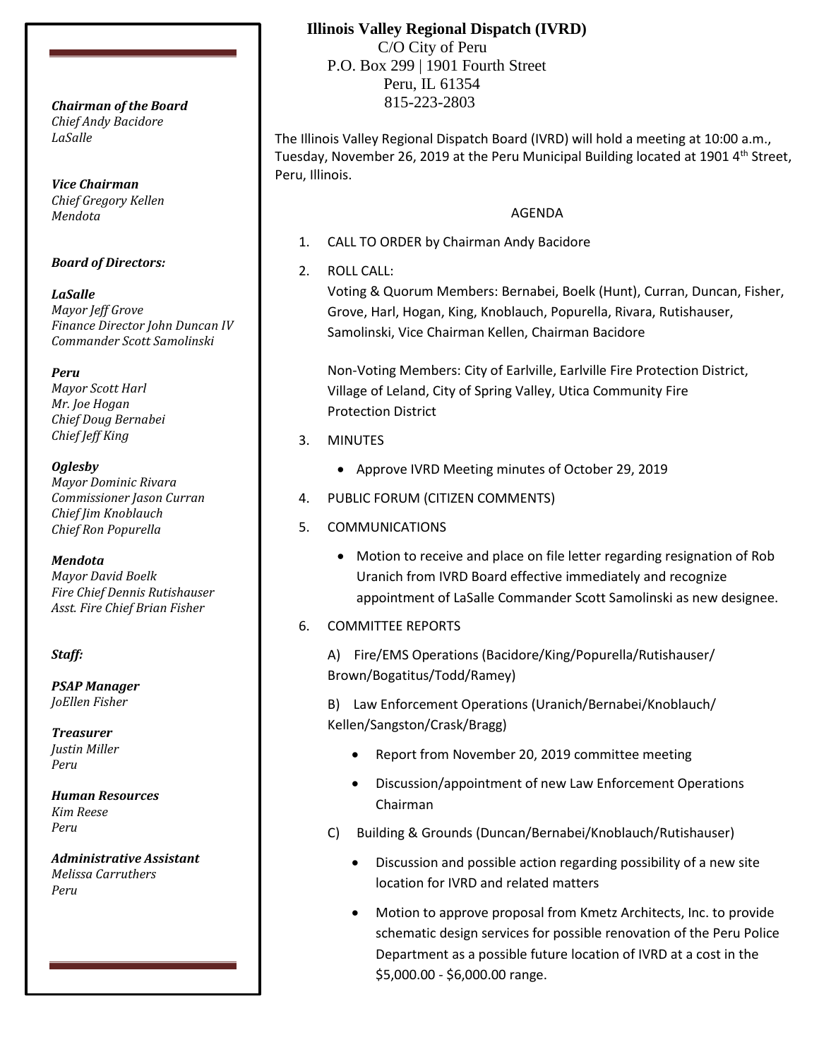# Illinois Valley Regional Dispatch (IVRD)

C/O City of Peru
P.O. Box 299 | 1901 Fourth Street
Peru, IL 61354
815-223-2803

***Chairman of the Board***
*Chief Andy Bacidore*
*LaSalle*

***Vice Chairman***
*Chief Gregory Kellen*
*Mendota*

***Board of Directors:***

***LaSalle***
*Mayor Jeff Grove*
*Finance Director John Duncan IV*
*Commander Scott Samolinski*

***Peru***
*Mayor Scott Harl*
*Mr. Joe Hogan*
*Chief Doug Bernabei*
*Chief Jeff King*

***Oglesby***
*Mayor Dominic Rivara*
*Commissioner Jason Curran*
*Chief Jim Knoblauch*
*Chief Ron Popurella*

***Mendota***
*Mayor David Boelk*
*Fire Chief Dennis Rutishauser*
*Asst. Fire Chief Brian Fisher*

***Staff:***

***PSAP Manager***
*JoEllen Fisher*

***Treasurer***
*Justin Miller*
*Peru*

***Human Resources***
*Kim Reese*
*Peru*

***Administrative Assistant***
*Melissa Carruthers*
*Peru*

The Illinois Valley Regional Dispatch Board (IVRD) will hold a meeting at 10:00 a.m., Tuesday, November 26, 2019 at the Peru Municipal Building located at 1901 4th Street, Peru, Illinois.

AGENDA

1. CALL TO ORDER by Chairman Andy Bacidore
2. ROLL CALL:
   Voting & Quorum Members: Bernabei, Boelk (Hunt), Curran, Duncan, Fisher, Grove, Harl, Hogan, King, Knoblauch, Popurella, Rivara, Rutishauser, Samolinski, Vice Chairman Kellen, Chairman Bacidore

   Non-Voting Members: City of Earlville, Earlville Fire Protection District, Village of Leland, City of Spring Valley, Utica Community Fire Protection District
3. MINUTES
   - Approve IVRD Meeting minutes of October 29, 2019
4. PUBLIC FORUM (CITIZEN COMMENTS)
5. COMMUNICATIONS
   - Motion to receive and place on file letter regarding resignation of Rob Uranich from IVRD Board effective immediately and recognize appointment of LaSalle Commander Scott Samolinski as new designee.
6. COMMITTEE REPORTS

   A) Fire/EMS Operations (Bacidore/King/Popurella/Rutishauser/ Brown/Bogatitus/Todd/Ramey)

   B) Law Enforcement Operations (Uranich/Bernabei/Knoblauch/ Kellen/Sangston/Crask/Bragg)
   - Report from November 20, 2019 committee meeting
   - Discussion/appointment of new Law Enforcement Operations Chairman

   C) Building & Grounds (Duncan/Bernabei/Knoblauch/Rutishauser)
   - Discussion and possible action regarding possibility of a new site location for IVRD and related matters
   - Motion to approve proposal from Kmetz Architects, Inc. to provide schematic design services for possible renovation of the Peru Police Department as a possible future location of IVRD at a cost in the $5,000.00 - $6,000.00 range.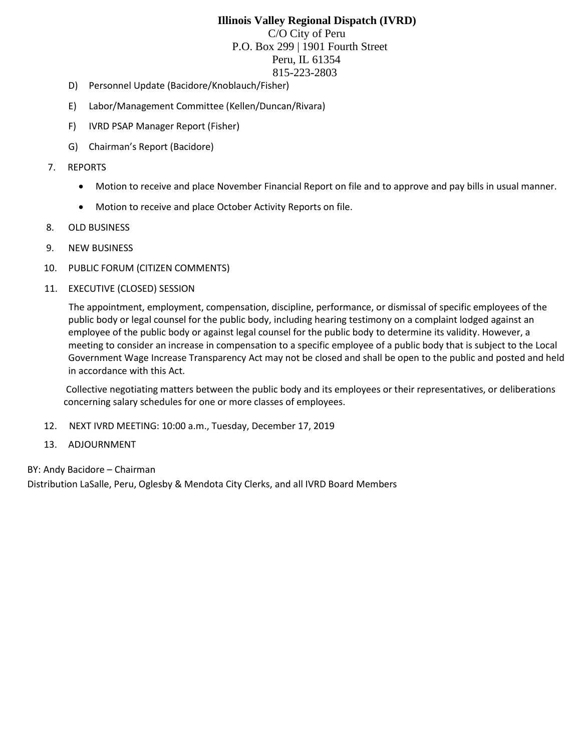**Illinois Valley Regional Dispatch (IVRD)**
C/O City of Peru
P.O. Box 299 | 1901 Fourth Street
Peru, IL 61354
815-223-2803

D) Personnel Update (Bacidore/Knoblauch/Fisher)

E) Labor/Management Committee (Kellen/Duncan/Rivara)

F) IVRD PSAP Manager Report (Fisher)

G) Chairman's Report (Bacidore)

7. REPORTS
   - Motion to receive and place November Financial Report on file and to approve and pay bills in usual manner.
   - Motion to receive and place October Activity Reports on file.

8. OLD BUSINESS

9. NEW BUSINESS

10. PUBLIC FORUM (CITIZEN COMMENTS)

11. EXECUTIVE (CLOSED) SESSION

    The appointment, employment, compensation, discipline, performance, or dismissal of specific employees of the public body or legal counsel for the public body, including hearing testimony on a complaint lodged against an employee of the public body or against legal counsel for the public body to determine its validity. However, a meeting to consider an increase in compensation to a specific employee of a public body that is subject to the Local Government Wage Increase Transparency Act may not be closed and shall be open to the public and posted and held in accordance with this Act.

    Collective negotiating matters between the public body and its employees or their representatives, or deliberations concerning salary schedules for one or more classes of employees.

12. NEXT IVRD MEETING: 10:00 a.m., Tuesday, December 17, 2019

13. ADJOURNMENT

BY: Andy Bacidore – Chairman
Distribution LaSalle, Peru, Oglesby & Mendota City Clerks, and all IVRD Board Members